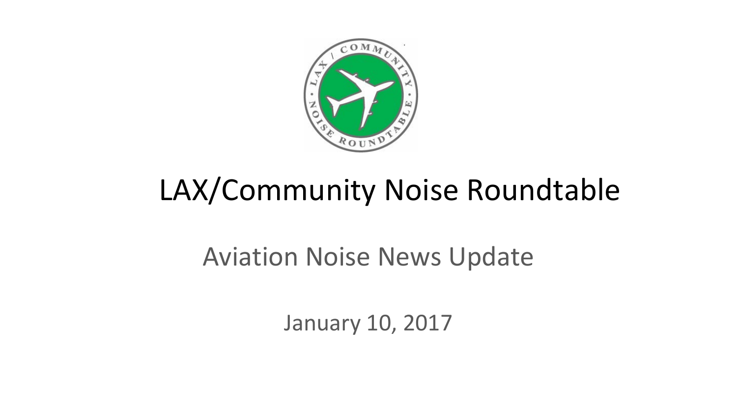# LAX/Community Noise Roundtable

## Aviation Noise News Update

January 10, 2017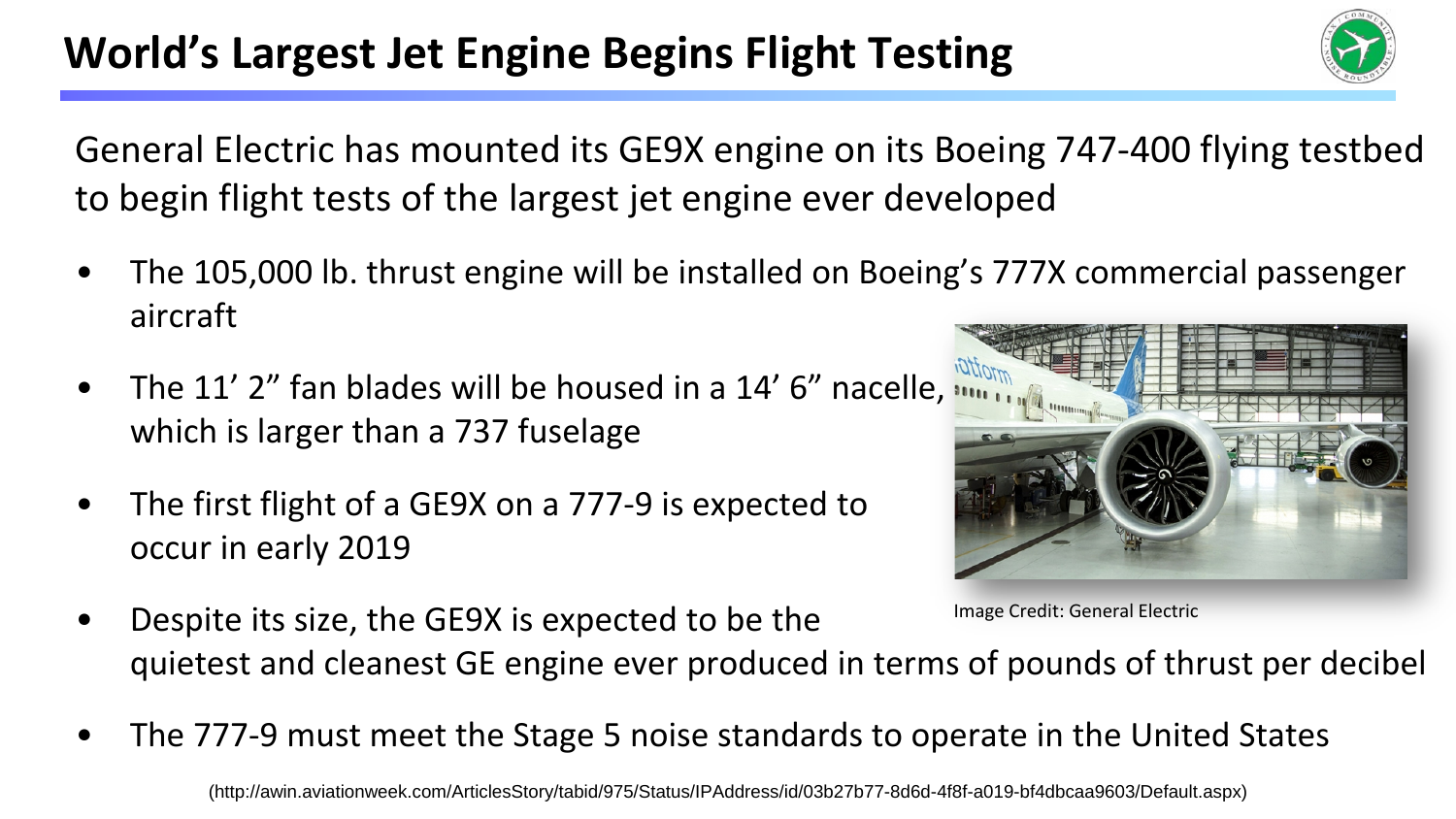# World's Largest Jet Engine Begins Flight Testing

General Electric has mounted its GE9X engine on its Boeing 747-400 flying testbed to begin flight tests of the largest jet engine ever developed

- The 105,000 lb. thrust engine will be installed on Boeing's 777X commercial passenger aircraft
- The 11' 2" fan blades will be housed in a 14' 6" nacelle, which is larger than a 737 fuselage
- The first flight of a GE9X on a 777-9 is expected to occur in early 2019
- Despite its size, the GE9X is expected to be the quietest and cleanest GE engine ever produced in terms of pounds of thrust per decibel
- The 777-9 must meet the Stage 5 noise standards to operate in the United States

Image Credit: General Electric

(http://awin.aviationweek.com/ArticlesStory/tabid/975/Status/IPAddress/id/03b27b77-8d6d-4f8f-a019-bf4dbcaa9603/Default.aspx)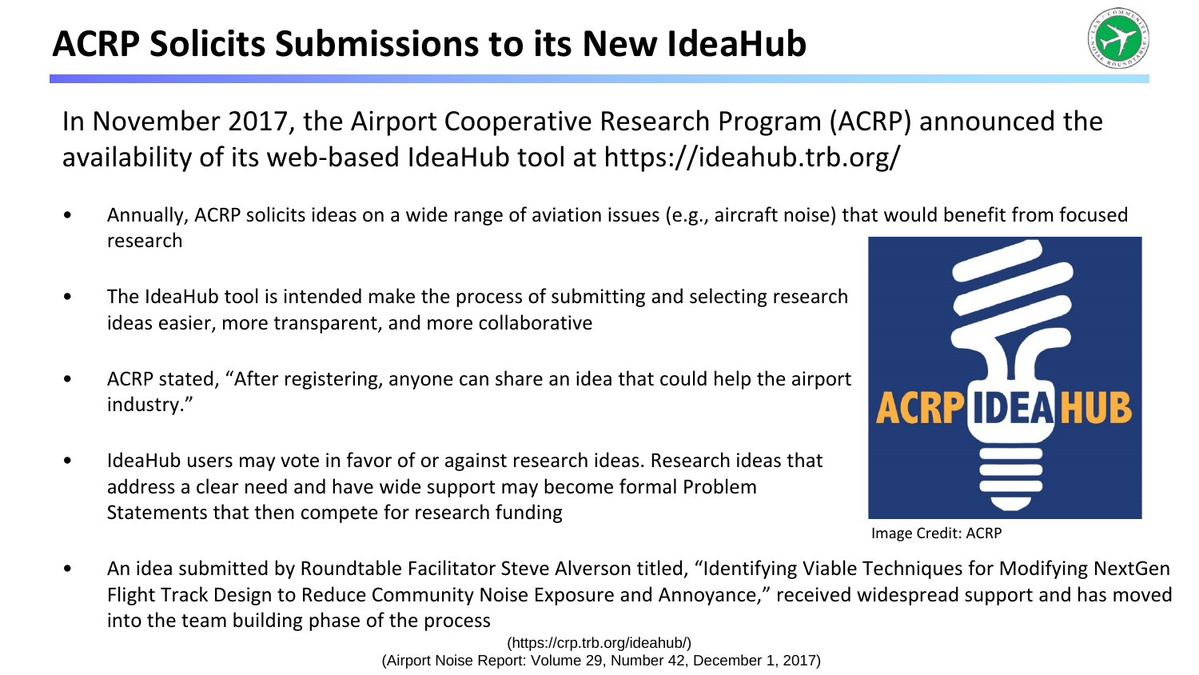# ACRP Solicits Submissions to its New IdeaHub

In November 2017, the Airport Cooperative Research Program (ACRP) announced the availability of its web-based IdeaHub tool at https://ideahub.trb.org/

- Annually, ACRP solicits ideas on a wide range of aviation issues (e.g., aircraft noise) that would benefit from focused research
- The IdeaHub tool is intended make the process of submitting and selecting research ideas easier, more transparent, and more collaborative
- ACRP stated, "After registering, anyone can share an idea that could help the airport industry."
- IdeaHub users may vote in favor of or against research ideas. Research ideas that address a clear need and have wide support may become formal Problem Statements that then compete for research funding

Image Credit: ACRP

- An idea submitted by Roundtable Facilitator Steve Alverson titled, "Identifying Viable Techniques for Modifying NextGen Flight Track Design to Reduce Community Noise Exposure and Annoyance," received widespread support and has moved into the team building phase of the process

(https://crp.trb.org/ideahub/)
(Airport Noise Report: Volume 29, Number 42, December 1, 2017)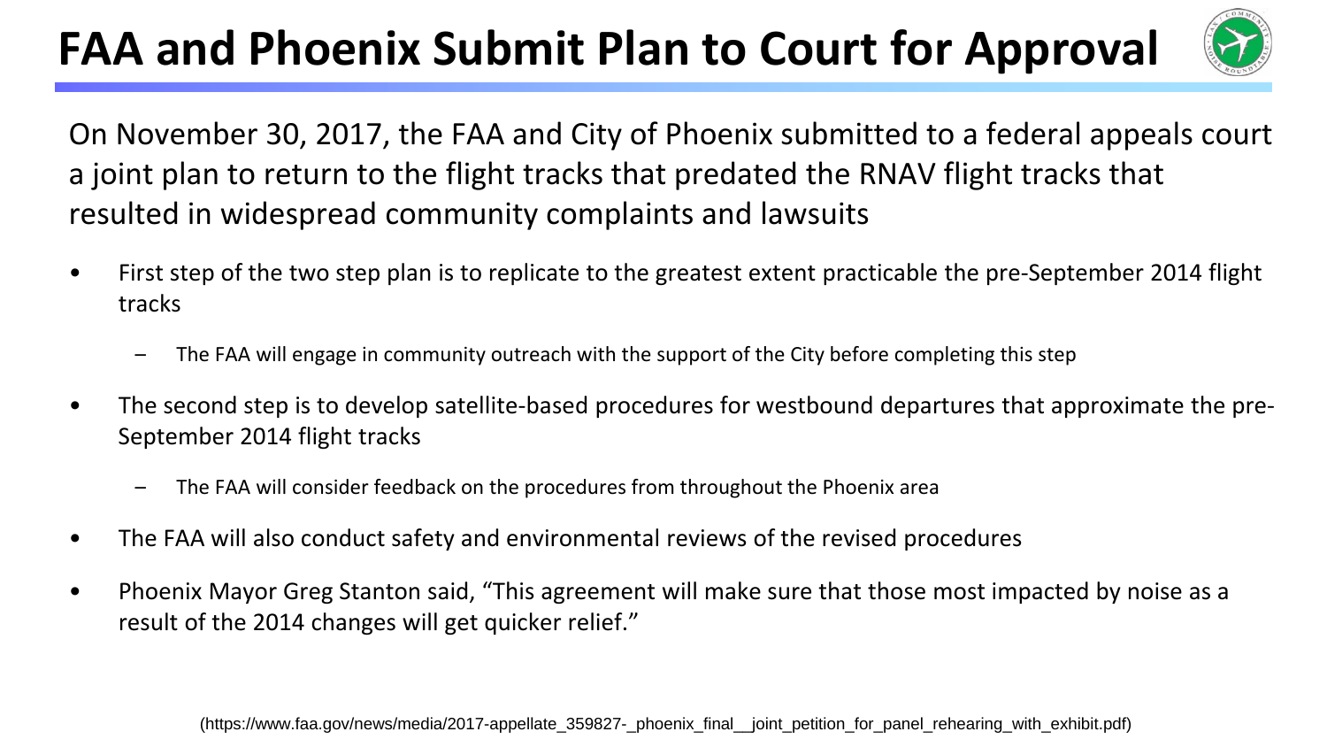# FAA and Phoenix Submit Plan to Court for Approval

On November 30, 2017, the FAA and City of Phoenix submitted to a federal appeals court a joint plan to return to the flight tracks that predated the RNAV flight tracks that resulted in widespread community complaints and lawsuits

- First step of the two step plan is to replicate to the greatest extent practicable the pre-September 2014 flight tracks
  - The FAA will engage in community outreach with the support of the City before completing this step
- The second step is to develop satellite-based procedures for westbound departures that approximate the pre-September 2014 flight tracks
  - The FAA will consider feedback on the procedures from throughout the Phoenix area
- The FAA will also conduct safety and environmental reviews of the revised procedures
- Phoenix Mayor Greg Stanton said, "This agreement will make sure that those most impacted by noise as a result of the 2014 changes will get quicker relief."

(https://www.faa.gov/news/media/2017-appellate_359827-_phoenix_final__joint_petition_for_panel_rehearing_with_exhibit.pdf)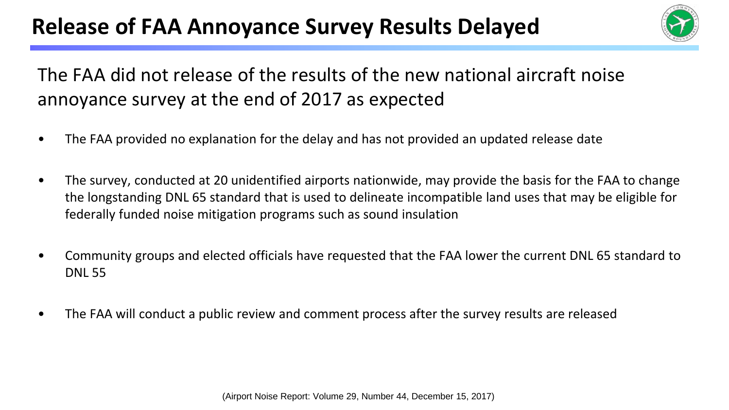# Release of FAA Annoyance Survey Results Delayed

The FAA did not release of the results of the new national aircraft noise annoyance survey at the end of 2017 as expected

- The FAA provided no explanation for the delay and has not provided an updated release date
- The survey, conducted at 20 unidentified airports nationwide, may provide the basis for the FAA to change the longstanding DNL 65 standard that is used to delineate incompatible land uses that may be eligible for federally funded noise mitigation programs such as sound insulation
- Community groups and elected officials have requested that the FAA lower the current DNL 65 standard to DNL 55
- The FAA will conduct a public review and comment process after the survey results are released

(Airport Noise Report: Volume 29, Number 44, December 15, 2017)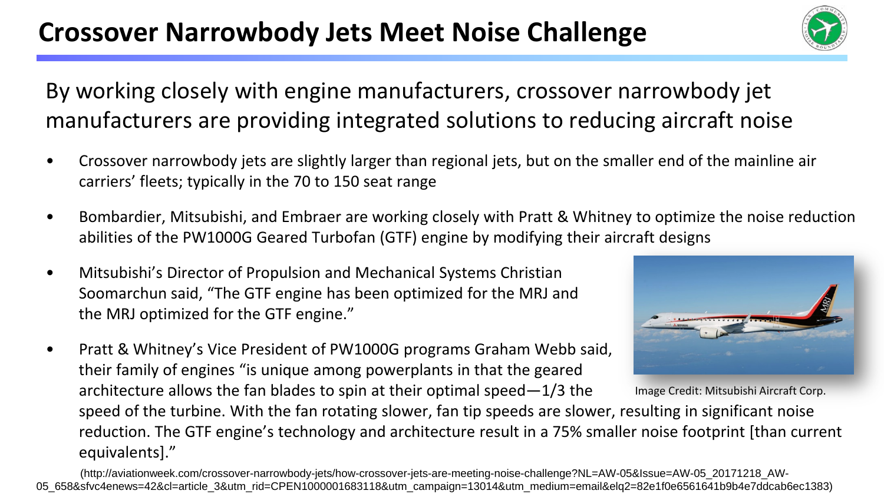# Crossover Narrowbody Jets Meet Noise Challenge

By working closely with engine manufacturers, crossover narrowbody jet manufacturers are providing integrated solutions to reducing aircraft noise

- Crossover narrowbody jets are slightly larger than regional jets, but on the smaller end of the mainline air carriers' fleets; typically in the 70 to 150 seat range
- Bombardier, Mitsubishi, and Embraer are working closely with Pratt & Whitney to optimize the noise reduction abilities of the PW1000G Geared Turbofan (GTF) engine by modifying their aircraft designs
- Mitsubishi's Director of Propulsion and Mechanical Systems Christian Soomarchun said, "The GTF engine has been optimized for the MRJ and the MRJ optimized for the GTF engine."
- Pratt & Whitney's Vice President of PW1000G programs Graham Webb said, their family of engines "is unique among powerplants in that the geared architecture allows the fan blades to spin at their optimal speed—1/3 the speed of the turbine. With the fan rotating slower, fan tip speeds are slower, resulting in significant noise reduction. The GTF engine's technology and architecture result in a 75% smaller noise footprint [than current equivalents]."

Image Credit: Mitsubishi Aircraft Corp.

(http://aviationweek.com/crossover-narrowbody-jets/how-crossover-jets-are-meeting-noise-challenge?NL=AW-05&Issue=AW-05_20171218_AW-05_658&sfvc4enews=42&cl=article_3&utm_rid=CPEN1000001683118&utm_campaign=13014&utm_medium=email&elq2=82e1f0e6561641b9b4e7ddcab6ec1383)